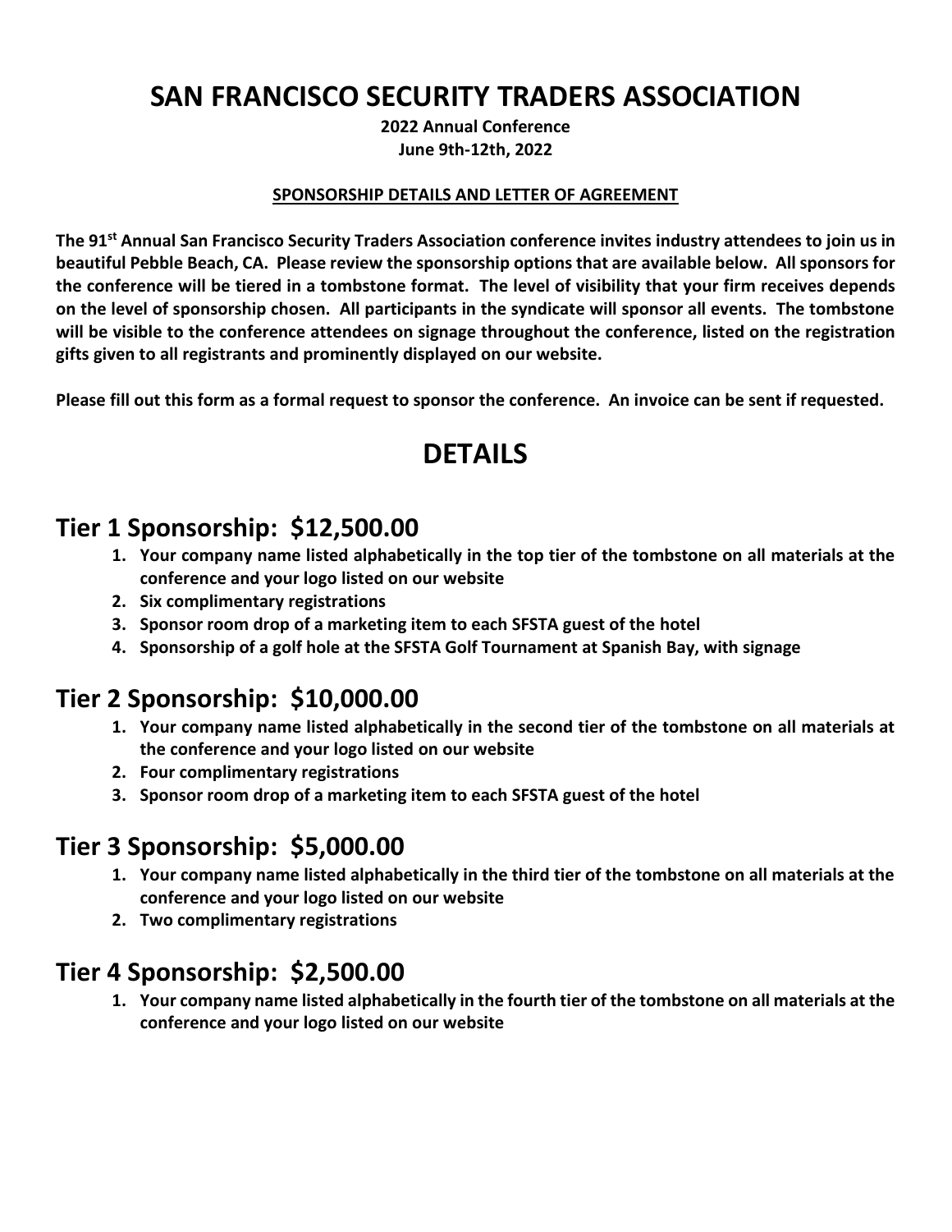# SAN FRANCISCO SECURITY TRADERS ASSOCIATION

**2022 Annual Conference**
**June 9th-12th, 2022**

**SPONSORSHIP DETAILS AND LETTER OF AGREEMENT**

**The 91st Annual San Francisco Security Traders Association conference invites industry attendees to join us in beautiful Pebble Beach, CA. Please review the sponsorship options that are available below. All sponsors for the conference will be tiered in a tombstone format. The level of visibility that your firm receives depends on the level of sponsorship chosen. All participants in the syndicate will sponsor all events. The tombstone will be visible to the conference attendees on signage throughout the conference, listed on the registration gifts given to all registrants and prominently displayed on our website.**

**Please fill out this form as a formal request to sponsor the conference. An invoice can be sent if requested.**

# DETAILS

## Tier 1 Sponsorship: $12,500.00

1. **Your company name listed alphabetically in the top tier of the tombstone on all materials at the conference and your logo listed on our website**
2. **Six complimentary registrations**
3. **Sponsor room drop of a marketing item to each SFSTA guest of the hotel**
4. **Sponsorship of a golf hole at the SFSTA Golf Tournament at Spanish Bay, with signage**

## Tier 2 Sponsorship: $10,000.00

1. **Your company name listed alphabetically in the second tier of the tombstone on all materials at the conference and your logo listed on our website**
2. **Four complimentary registrations**
3. **Sponsor room drop of a marketing item to each SFSTA guest of the hotel**

## Tier 3 Sponsorship: $5,000.00

1. **Your company name listed alphabetically in the third tier of the tombstone on all materials at the conference and your logo listed on our website**
2. **Two complimentary registrations**

## Tier 4 Sponsorship: $2,500.00

1. **Your company name listed alphabetically in the fourth tier of the tombstone on all materials at the conference and your logo listed on our website**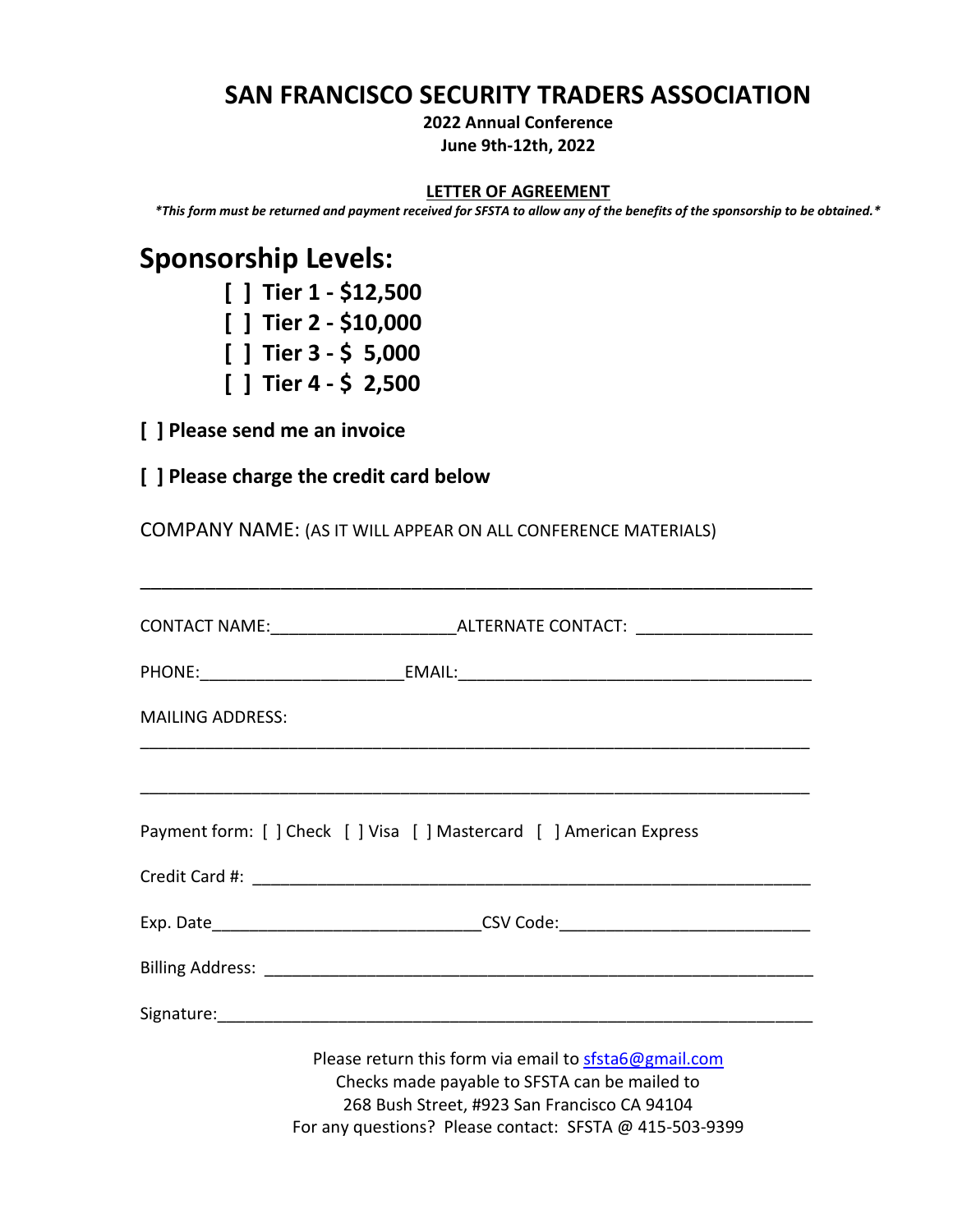# SAN FRANCISCO SECURITY TRADERS ASSOCIATION

**2022 Annual Conference**
**June 9th-12th, 2022**

**LETTER OF AGREEMENT**

***This form must be returned and payment received for SFSTA to allow any of the benefits of the sponsorship to be obtained.***

## Sponsorship Levels:

- **[ ] Tier 1 - $12,500**
- **[ ] Tier 2 - $10,000**
- **[ ] Tier 3 - $ 5,000**
- **[ ] Tier 4 - $ 2,500**

**[ ] Please send me an invoice**

**[ ] Please charge the credit card below**

COMPANY NAME: (AS IT WILL APPEAR ON ALL CONFERENCE MATERIALS)

______________________________________________________________________

CONTACT NAME:____________________ALTERNATE CONTACT: ___________________

PHONE:______________________EMAIL:_____________________________________

MAILING ADDRESS:

______________________________________________________________________

______________________________________________________________________

Payment form: [ ] Check [ ] Visa [ ] Mastercard [ ] American Express

Credit Card #: ________________________________________________________

Exp. Date_____________________________CSV Code:___________________________

Billing Address: ______________________________________________________

Signature:____________________________________________________________

Please return this form via email to sfsta6@gmail.com
Checks made payable to SFSTA can be mailed to
268 Bush Street, #923 San Francisco CA 94104
For any questions? Please contact: SFSTA @ 415-503-9399